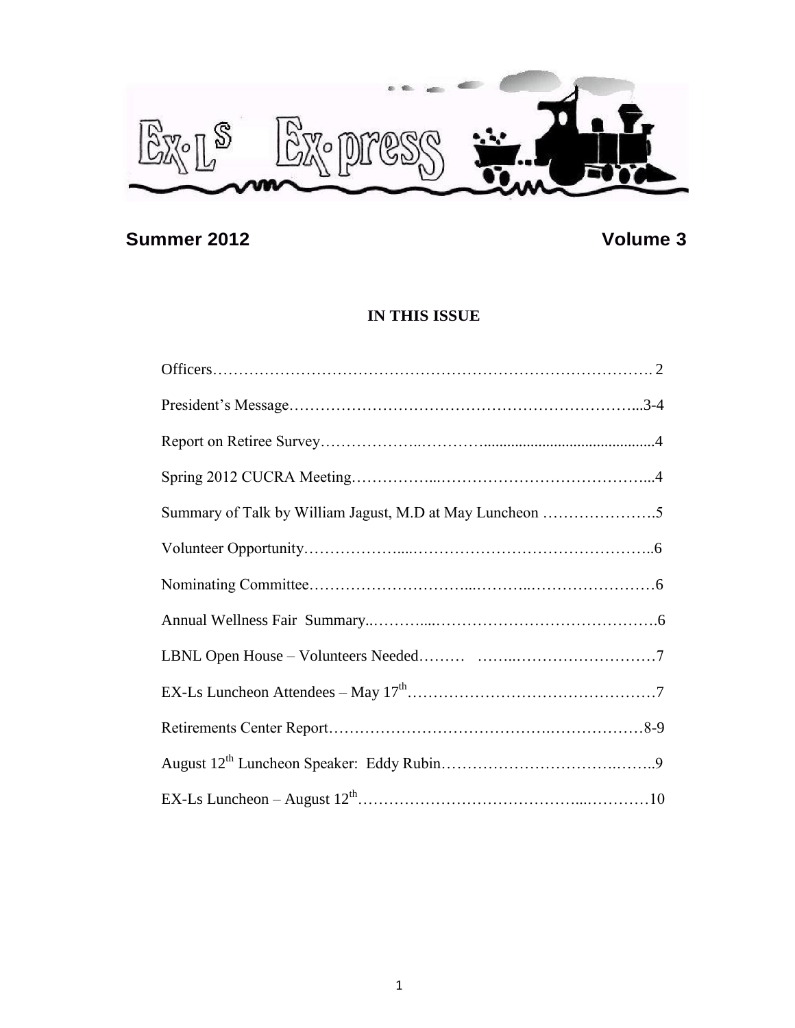# Ex-Ls Ex-press

**Summer 2012** **Volume 3**

## IN THIS ISSUE

Officers……………………………………………………………………………. 2

President's Message…………………………………………………………...3-4

Report on Retiree Survey………………..………….........................................4

Spring 2012 CUCRA Meeting……………...…………………………………...4

Summary of Talk by William Jagust, M.D at May Luncheon ………………….5

Volunteer Opportunity………………...………………………………………..6

Nominating Committee…………………………...………..……………………6

Annual Wellness Fair Summary..………....…………………………………….6

LBNL Open House – Volunteers Needed……… ……..………………………7

EX-Ls Luncheon Attendees – May 17th…………………………………………7

Retirements Center Report…………………………………….………………8-9

August 12th Luncheon Speaker: Eddy Rubin……………………………..……..9

EX-Ls Luncheon – August 12th…………………………………...…………10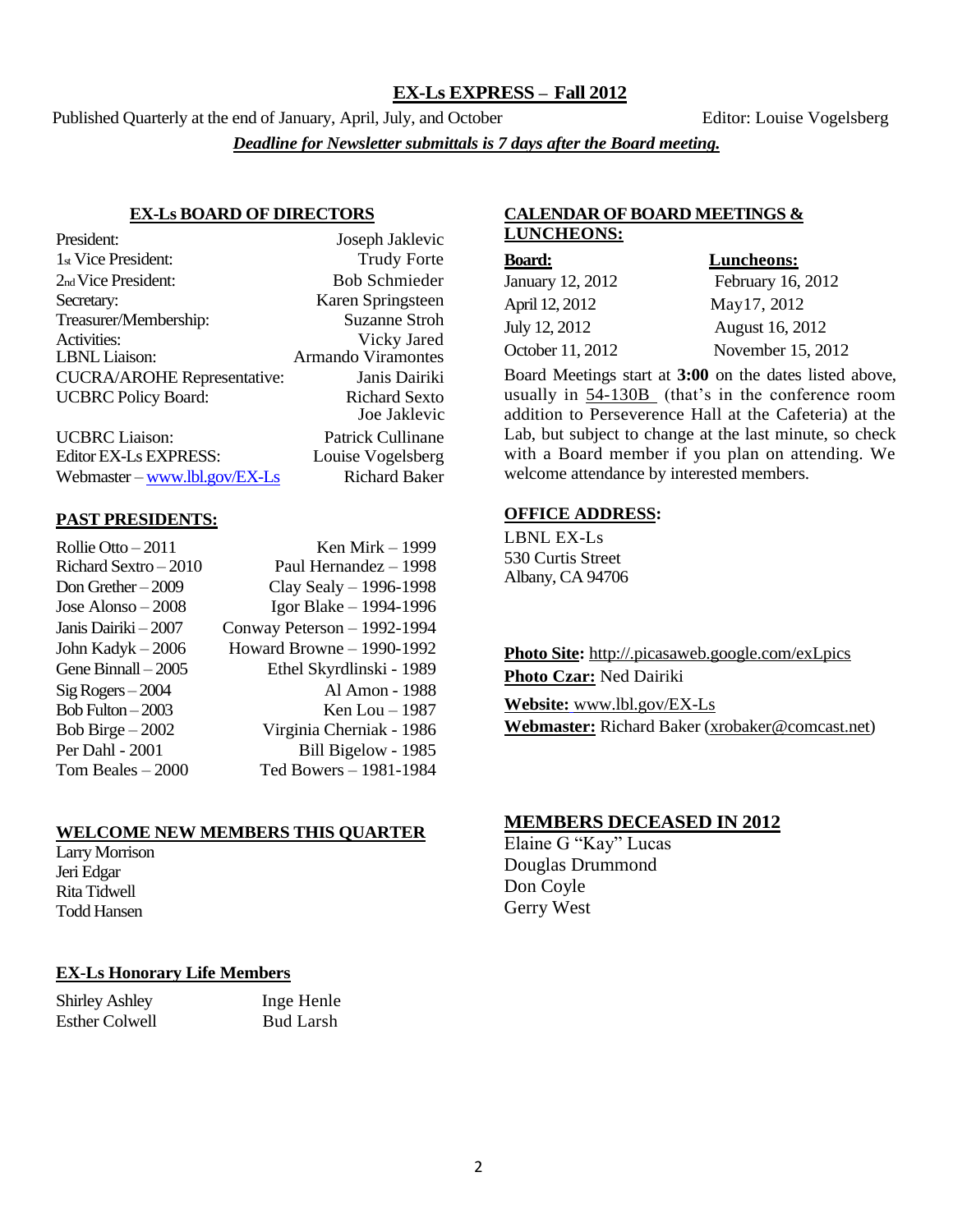# EX-Ls EXPRESS – Fall 2012

Published Quarterly at the end of January, April, July, and October

Editor: Louise Vogelsberg

***Deadline for Newsletter submittals is 7 days after the Board meeting.***

## EX-Ls BOARD OF DIRECTORS

| | |
|---|---|
| President: | Joseph Jaklevic |
| 1st Vice President: | Trudy Forte |
| 2nd Vice President: | Bob Schmieder |
| Secretary: | Karen Springsteen |
| Treasurer/Membership: | Suzanne Stroh |
| Activities: | Vicky Jared |
| LBNL Liaison: | Armando Viramontes |
| CUCRA/AROHE Representative: | Janis Dairiki |
| UCBRC Policy Board: | Richard Sexto<br>Joe Jaklevic |
| UCBRC Liaison: | Patrick Cullinane |
| Editor EX-Ls EXPRESS: | Louise Vogelsberg |
| Webmaster – www.lbl.gov/EX-Ls | Richard Baker |

## PAST PRESIDENTS:

| | |
|---|---|
| Rollie Otto – 2011 | Ken Mirk – 1999 |
| Richard Sextro – 2010 | Paul Hernandez – 1998 |
| Don Grether – 2009 | Clay Sealy – 1996-1998 |
| Jose Alonso – 2008 | Igor Blake – 1994-1996 |
| Janis Dairiki – 2007 | Conway Peterson – 1992-1994 |
| John Kadyk – 2006 | Howard Browne – 1990-1992 |
| Gene Binnall – 2005 | Ethel Skyrdlinski - 1989 |
| Sig Rogers – 2004 | Al Amon - 1988 |
| Bob Fulton – 2003 | Ken Lou – 1987 |
| Bob Birge – 2002 | Virginia Cherniak - 1986 |
| Per Dahl - 2001 | Bill Bigelow - 1985 |
| Tom Beales – 2000 | Ted Bowers – 1981-1984 |

## WELCOME NEW MEMBERS THIS QUARTER

Larry Morrison  
Jeri Edgar  
Rita Tidwell  
Todd Hansen

## EX-Ls Honorary Life Members

| | |
|---|---|
| Shirley Ashley | Inge Henle |
| Esther Colwell | Bud Larsh |

## CALENDAR OF BOARD MEETINGS & LUNCHEONS:

| Board: | Luncheons: |
|---|---|
| January 12, 2012 | February 16, 2012 |
| April 12, 2012 | May17, 2012 |
| July 12, 2012 | August 16, 2012 |
| October 11, 2012 | November 15, 2012 |

Board Meetings start at **3:00** on the dates listed above, usually in 54-130B (that's in the conference room addition to Perseverence Hall at the Cafeteria) at the Lab, but subject to change at the last minute, so check with a Board member if you plan on attending. We welcome attendance by interested members.

## OFFICE ADDRESS:

LBNL EX-Ls  
530 Curtis Street  
Albany, CA 94706

**Photo Site:** http://.picasaweb.google.com/exLpics  
**Photo Czar:** Ned Dairiki

**Website:** www.lbl.gov/EX-Ls  
**Webmaster:** Richard Baker (xrobaker@comcast.net)

## MEMBERS DECEASED IN 2012

Elaine G "Kay" Lucas  
Douglas Drummond  
Don Coyle  
Gerry West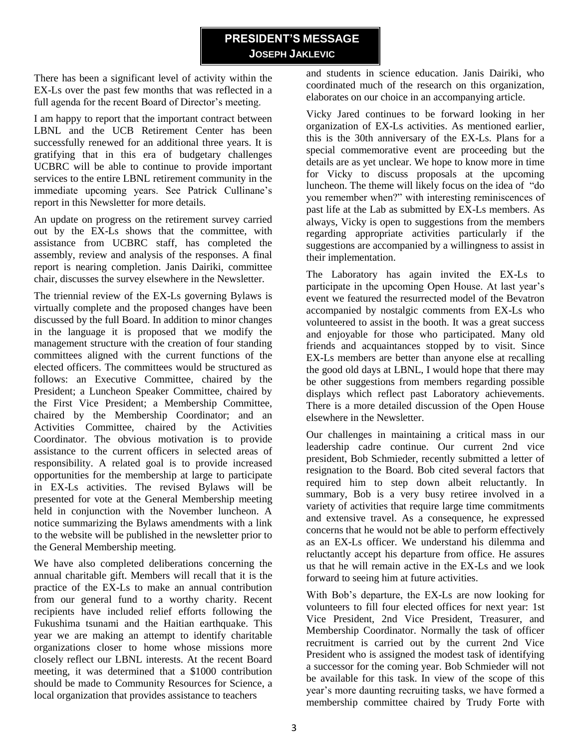## PRESIDENT'S MESSAGE

### JOSEPH JAKLEVIC

There has been a significant level of activity within the EX-Ls over the past few months that was reflected in a full agenda for the recent Board of Director's meeting.

I am happy to report that the important contract between LBNL and the UCB Retirement Center has been successfully renewed for an additional three years. It is gratifying that in this era of budgetary challenges UCBRC will be able to continue to provide important services to the entire LBNL retirement community in the immediate upcoming years. See Patrick Cullinane's report in this Newsletter for more details.

An update on progress on the retirement survey carried out by the EX-Ls shows that the committee, with assistance from UCBRC staff, has completed the assembly, review and analysis of the responses. A final report is nearing completion. Janis Dairiki, committee chair, discusses the survey elsewhere in the Newsletter.

The triennial review of the EX-Ls governing Bylaws is virtually complete and the proposed changes have been discussed by the full Board. In addition to minor changes in the language it is proposed that we modify the management structure with the creation of four standing committees aligned with the current functions of the elected officers. The committees would be structured as follows: an Executive Committee, chaired by the President; a Luncheon Speaker Committee, chaired by the First Vice President; a Membership Committee, chaired by the Membership Coordinator; and an Activities Committee, chaired by the Activities Coordinator. The obvious motivation is to provide assistance to the current officers in selected areas of responsibility. A related goal is to provide increased opportunities for the membership at large to participate in EX-Ls activities. The revised Bylaws will be presented for vote at the General Membership meeting held in conjunction with the November luncheon. A notice summarizing the Bylaws amendments with a link to the website will be published in the newsletter prior to the General Membership meeting.

We have also completed deliberations concerning the annual charitable gift. Members will recall that it is the practice of the EX-Ls to make an annual contribution from our general fund to a worthy charity. Recent recipients have included relief efforts following the Fukushima tsunami and the Haitian earthquake. This year we are making an attempt to identify charitable organizations closer to home whose missions more closely reflect our LBNL interests. At the recent Board meeting, it was determined that a $1000 contribution should be made to Community Resources for Science, a local organization that provides assistance to teachers and students in science education. Janis Dairiki, who coordinated much of the research on this organization, elaborates on our choice in an accompanying article.

Vicky Jared continues to be forward looking in her organization of EX-Ls activities. As mentioned earlier, this is the 30th anniversary of the EX-Ls. Plans for a special commemorative event are proceeding but the details are as yet unclear. We hope to know more in time for Vicky to discuss proposals at the upcoming luncheon. The theme will likely focus on the idea of "do you remember when?" with interesting reminiscences of past life at the Lab as submitted by EX-Ls members. As always, Vicky is open to suggestions from the members regarding appropriate activities particularly if the suggestions are accompanied by a willingness to assist in their implementation.

The Laboratory has again invited the EX-Ls to participate in the upcoming Open House. At last year's event we featured the resurrected model of the Bevatron accompanied by nostalgic comments from EX-Ls who volunteered to assist in the booth. It was a great success and enjoyable for those who participated. Many old friends and acquaintances stopped by to visit. Since EX-Ls members are better than anyone else at recalling the good old days at LBNL, I would hope that there may be other suggestions from members regarding possible displays which reflect past Laboratory achievements. There is a more detailed discussion of the Open House elsewhere in the Newsletter.

Our challenges in maintaining a critical mass in our leadership cadre continue. Our current 2nd vice president, Bob Schmieder, recently submitted a letter of resignation to the Board. Bob cited several factors that required him to step down albeit reluctantly. In summary, Bob is a very busy retiree involved in a variety of activities that require large time commitments and extensive travel. As a consequence, he expressed concerns that he would not be able to perform effectively as an EX-Ls officer. We understand his dilemma and reluctantly accept his departure from office. He assures us that he will remain active in the EX-Ls and we look forward to seeing him at future activities.

With Bob's departure, the EX-Ls are now looking for volunteers to fill four elected offices for next year: 1st Vice President, 2nd Vice President, Treasurer, and Membership Coordinator. Normally the task of officer recruitment is carried out by the current 2nd Vice President who is assigned the modest task of identifying a successor for the coming year. Bob Schmieder will not be available for this task. In view of the scope of this year's more daunting recruiting tasks, we have formed a membership committee chaired by Trudy Forte with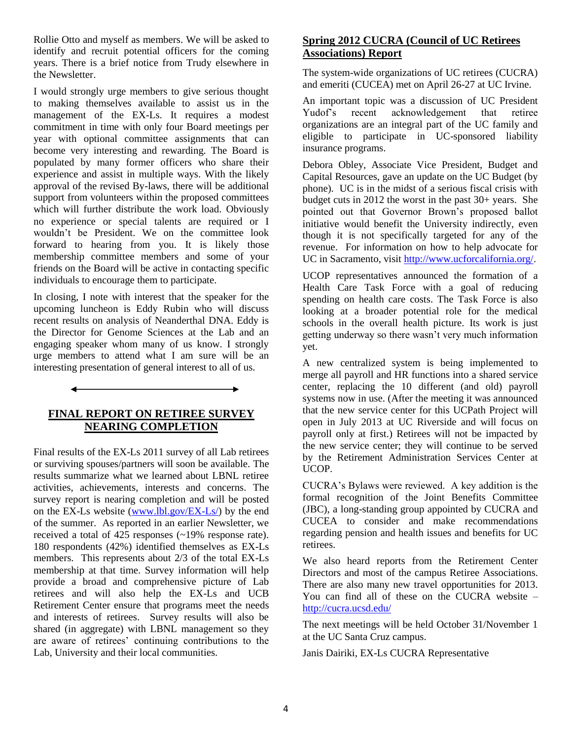Rollie Otto and myself as members. We will be asked to identify and recruit potential officers for the coming years. There is a brief notice from Trudy elsewhere in the Newsletter.

I would strongly urge members to give serious thought to making themselves available to assist us in the management of the EX-Ls. It requires a modest commitment in time with only four Board meetings per year with optional committee assignments that can become very interesting and rewarding. The Board is populated by many former officers who share their experience and assist in multiple ways. With the likely approval of the revised By-laws, there will be additional support from volunteers within the proposed committees which will further distribute the work load. Obviously no experience or special talents are required or I wouldn't be President. We on the committee look forward to hearing from you. It is likely those membership committee members and some of your friends on the Board will be active in contacting specific individuals to encourage them to participate.

In closing, I note with interest that the speaker for the upcoming luncheon is Eddy Rubin who will discuss recent results on analysis of Neanderthal DNA. Eddy is the Director for Genome Sciences at the Lab and an engaging speaker whom many of us know. I strongly urge members to attend what I am sure will be an interesting presentation of general interest to all of us.

## FINAL REPORT ON RETIREE SURVEY NEARING COMPLETION

Final results of the EX-Ls 2011 survey of all Lab retirees or surviving spouses/partners will soon be available. The results summarize what we learned about LBNL retiree activities, achievements, interests and concerns. The survey report is nearing completion and will be posted on the EX-Ls website (www.lbl.gov/EX-Ls/) by the end of the summer. As reported in an earlier Newsletter, we received a total of 425 responses (~19% response rate). 180 respondents (42%) identified themselves as EX-Ls members. This represents about 2/3 of the total EX-Ls membership at that time. Survey information will help provide a broad and comprehensive picture of Lab retirees and will also help the EX-Ls and UCB Retirement Center ensure that programs meet the needs and interests of retirees. Survey results will also be shared (in aggregate) with LBNL management so they are aware of retirees' continuing contributions to the Lab, University and their local communities.

## Spring 2012 CUCRA (Council of UC Retirees Associations) Report

The system-wide organizations of UC retirees (CUCRA) and emeriti (CUCEA) met on April 26-27 at UC Irvine.

An important topic was a discussion of UC President Yudof's recent acknowledgement that retiree organizations are an integral part of the UC family and eligible to participate in UC-sponsored liability insurance programs.

Debora Obley, Associate Vice President, Budget and Capital Resources, gave an update on the UC Budget (by phone). UC is in the midst of a serious fiscal crisis with budget cuts in 2012 the worst in the past 30+ years. She pointed out that Governor Brown's proposed ballot initiative would benefit the University indirectly, even though it is not specifically targeted for any of the revenue. For information on how to help advocate for UC in Sacramento, visit http://www.ucforcalifornia.org/.

UCOP representatives announced the formation of a Health Care Task Force with a goal of reducing spending on health care costs. The Task Force is also looking at a broader potential role for the medical schools in the overall health picture. Its work is just getting underway so there wasn't very much information yet.

A new centralized system is being implemented to merge all payroll and HR functions into a shared service center, replacing the 10 different (and old) payroll systems now in use. (After the meeting it was announced that the new service center for this UCPath Project will open in July 2013 at UC Riverside and will focus on payroll only at first.) Retirees will not be impacted by the new service center; they will continue to be served by the Retirement Administration Services Center at UCOP.

CUCRA's Bylaws were reviewed. A key addition is the formal recognition of the Joint Benefits Committee (JBC), a long-standing group appointed by CUCRA and CUCEA to consider and make recommendations regarding pension and health issues and benefits for UC retirees.

We also heard reports from the Retirement Center Directors and most of the campus Retiree Associations. There are also many new travel opportunities for 2013. You can find all of these on the CUCRA website – http://cucra.ucsd.edu/

The next meetings will be held October 31/November 1 at the UC Santa Cruz campus.

Janis Dairiki, EX-Ls CUCRA Representative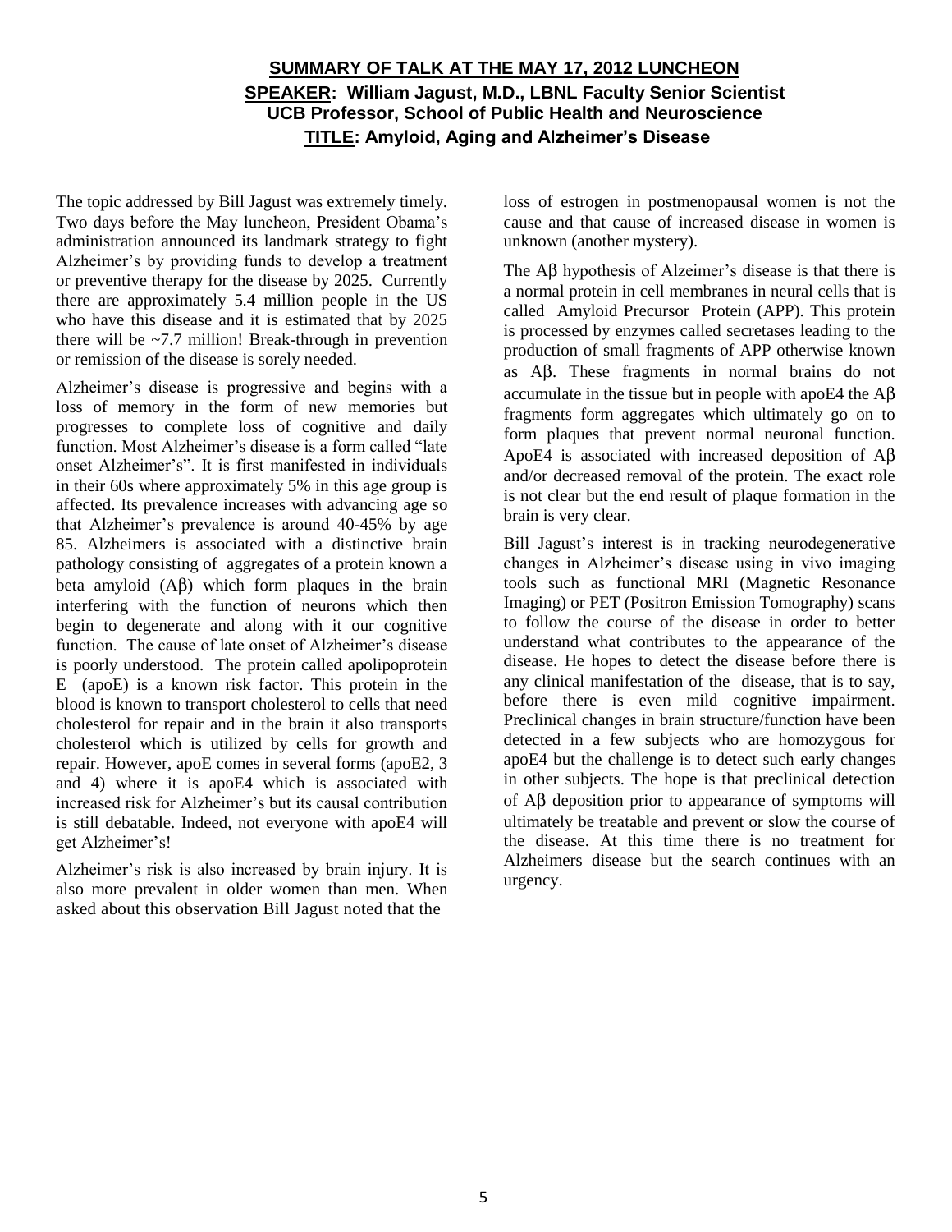## SUMMARY OF TALK AT THE MAY 17, 2012 LUNCHEON

**SPEAKER: William Jagust, M.D., LBNL Faculty Senior Scientist**
**UCB Professor, School of Public Health and Neuroscience**
**TITLE: Amyloid, Aging and Alzheimer's Disease**

The topic addressed by Bill Jagust was extremely timely. Two days before the May luncheon, President Obama's administration announced its landmark strategy to fight Alzheimer's by providing funds to develop a treatment or preventive therapy for the disease by 2025. Currently there are approximately 5.4 million people in the US who have this disease and it is estimated that by 2025 there will be ~7.7 million! Break-through in prevention or remission of the disease is sorely needed.

Alzheimer's disease is progressive and begins with a loss of memory in the form of new memories but progresses to complete loss of cognitive and daily function. Most Alzheimer's disease is a form called "late onset Alzheimer's". It is first manifested in individuals in their 60s where approximately 5% in this age group is affected. Its prevalence increases with advancing age so that Alzheimer's prevalence is around 40-45% by age 85. Alzheimers is associated with a distinctive brain pathology consisting of aggregates of a protein known a beta amyloid (Aβ) which form plaques in the brain interfering with the function of neurons which then begin to degenerate and along with it our cognitive function. The cause of late onset of Alzheimer's disease is poorly understood. The protein called apolipoprotein E (apoE) is a known risk factor. This protein in the blood is known to transport cholesterol to cells that need cholesterol for repair and in the brain it also transports cholesterol which is utilized by cells for growth and repair. However, apoE comes in several forms (apoE2, 3 and 4) where it is apoE4 which is associated with increased risk for Alzheimer's but its causal contribution is still debatable. Indeed, not everyone with apoE4 will get Alzheimer's!

Alzheimer's risk is also increased by brain injury. It is also more prevalent in older women than men. When asked about this observation Bill Jagust noted that the loss of estrogen in postmenopausal women is not the cause and that cause of increased disease in women is unknown (another mystery).

The Aβ hypothesis of Alzeimer's disease is that there is a normal protein in cell membranes in neural cells that is called Amyloid Precursor Protein (APP). This protein is processed by enzymes called secretases leading to the production of small fragments of APP otherwise known as Aβ. These fragments in normal brains do not accumulate in the tissue but in people with apoE4 the Aβ fragments form aggregates which ultimately go on to form plaques that prevent normal neuronal function. ApoE4 is associated with increased deposition of Aβ and/or decreased removal of the protein. The exact role is not clear but the end result of plaque formation in the brain is very clear.

Bill Jagust's interest is in tracking neurodegenerative changes in Alzheimer's disease using in vivo imaging tools such as functional MRI (Magnetic Resonance Imaging) or PET (Positron Emission Tomography) scans to follow the course of the disease in order to better understand what contributes to the appearance of the disease. He hopes to detect the disease before there is any clinical manifestation of the disease, that is to say, before there is even mild cognitive impairment. Preclinical changes in brain structure/function have been detected in a few subjects who are homozygous for apoE4 but the challenge is to detect such early changes in other subjects. The hope is that preclinical detection of Aβ deposition prior to appearance of symptoms will ultimately be treatable and prevent or slow the course of the disease. At this time there is no treatment for Alzheimers disease but the search continues with an urgency.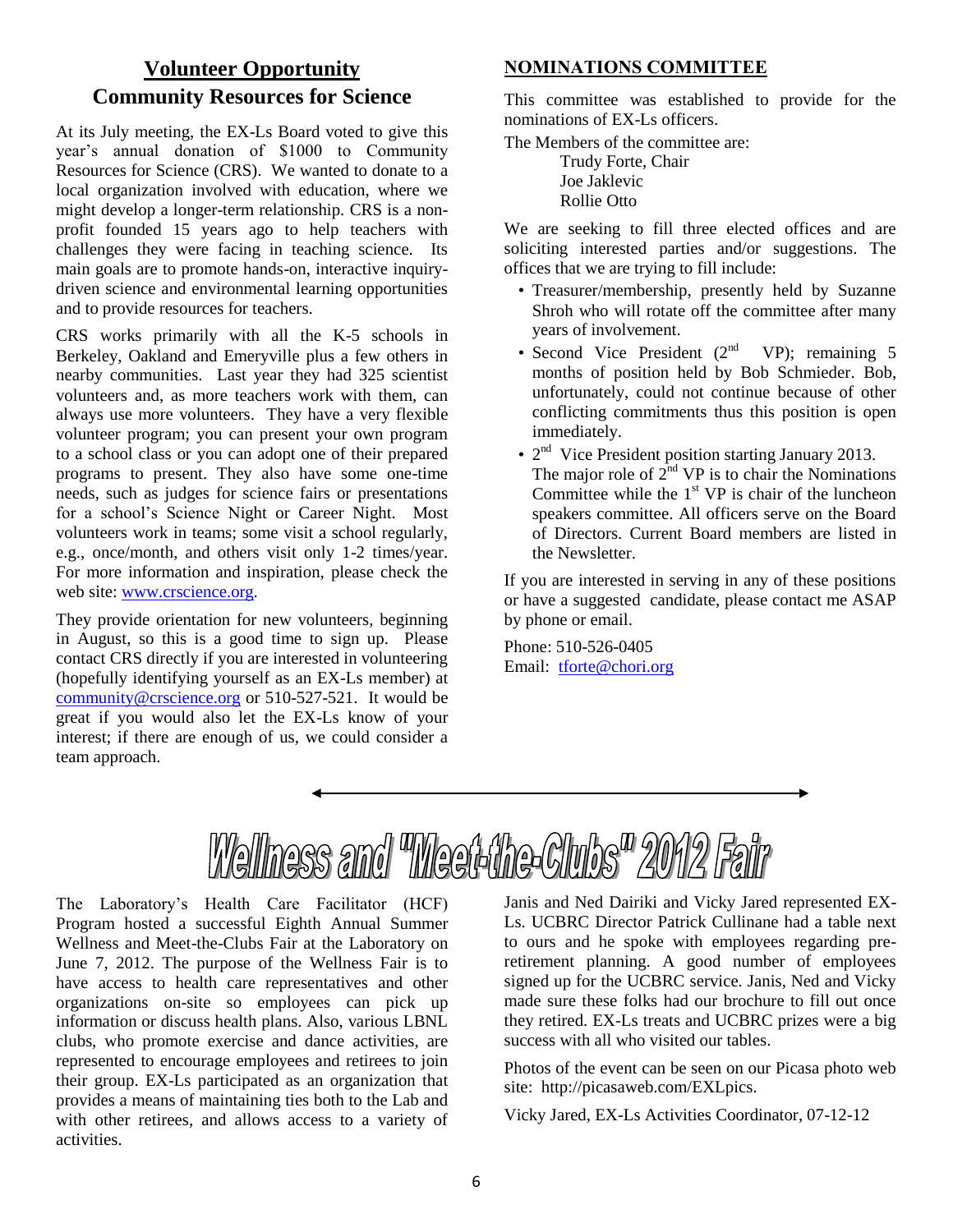## Volunteer Opportunity

## Community Resources for Science

At its July meeting, the EX-Ls Board voted to give this year's annual donation of $1000 to Community Resources for Science (CRS). We wanted to donate to a local organization involved with education, where we might develop a longer-term relationship. CRS is a non-profit founded 15 years ago to help teachers with challenges they were facing in teaching science. Its main goals are to promote hands-on, interactive inquiry-driven science and environmental learning opportunities and to provide resources for teachers.

CRS works primarily with all the K-5 schools in Berkeley, Oakland and Emeryville plus a few others in nearby communities. Last year they had 325 scientist volunteers and, as more teachers work with them, can always use more volunteers. They have a very flexible volunteer program; you can present your own program to a school class or you can adopt one of their prepared programs to present. They also have some one-time needs, such as judges for science fairs or presentations for a school's Science Night or Career Night. Most volunteers work in teams; some visit a school regularly, e.g., once/month, and others visit only 1-2 times/year. For more information and inspiration, please check the web site: www.crscience.org.

They provide orientation for new volunteers, beginning in August, so this is a good time to sign up. Please contact CRS directly if you are interested in volunteering (hopefully identifying yourself as an EX-Ls member) at community@crscience.org or 510-527-521. It would be great if you would also let the EX-Ls know of your interest; if there are enough of us, we could consider a team approach.

## NOMINATIONS COMMITTEE

This committee was established to provide for the nominations of EX-Ls officers.

The Members of the committee are:

Trudy Forte, Chair
Joe Jaklevic
Rollie Otto

We are seeking to fill three elected offices and are soliciting interested parties and/or suggestions. The offices that we are trying to fill include:

- Treasurer/membership, presently held by Suzanne Shroh who will rotate off the committee after many years of involvement.
- Second Vice President (2nd VP); remaining 5 months of position held by Bob Schmieder. Bob, unfortunately, could not continue because of other conflicting commitments thus this position is open immediately.
- 2nd Vice President position starting January 2013. The major role of 2nd VP is to chair the Nominations Committee while the 1st VP is chair of the luncheon speakers committee. All officers serve on the Board of Directors. Current Board members are listed in the Newsletter.

If you are interested in serving in any of these positions or have a suggested candidate, please contact me ASAP by phone or email.

Phone: 510-526-0405
Email: tforte@chori.org

## Wellness and "Meet-the-Clubs" 2012 Fair

The Laboratory's Health Care Facilitator (HCF) Program hosted a successful Eighth Annual Summer Wellness and Meet-the-Clubs Fair at the Laboratory on June 7, 2012. The purpose of the Wellness Fair is to have access to health care representatives and other organizations on-site so employees can pick up information or discuss health plans. Also, various LBNL clubs, who promote exercise and dance activities, are represented to encourage employees and retirees to join their group. EX-Ls participated as an organization that provides a means of maintaining ties both to the Lab and with other retirees, and allows access to a variety of activities.

Janis and Ned Dairiki and Vicky Jared represented EX-Ls. UCBRC Director Patrick Cullinane had a table next to ours and he spoke with employees regarding pre-retirement planning. A good number of employees signed up for the UCBRC service. Janis, Ned and Vicky made sure these folks had our brochure to fill out once they retired. EX-Ls treats and UCBRC prizes were a big success with all who visited our tables.

Photos of the event can be seen on our Picasa photo web site: http://picasaweb.com/EXLpics.

Vicky Jared, EX-Ls Activities Coordinator, 07-12-12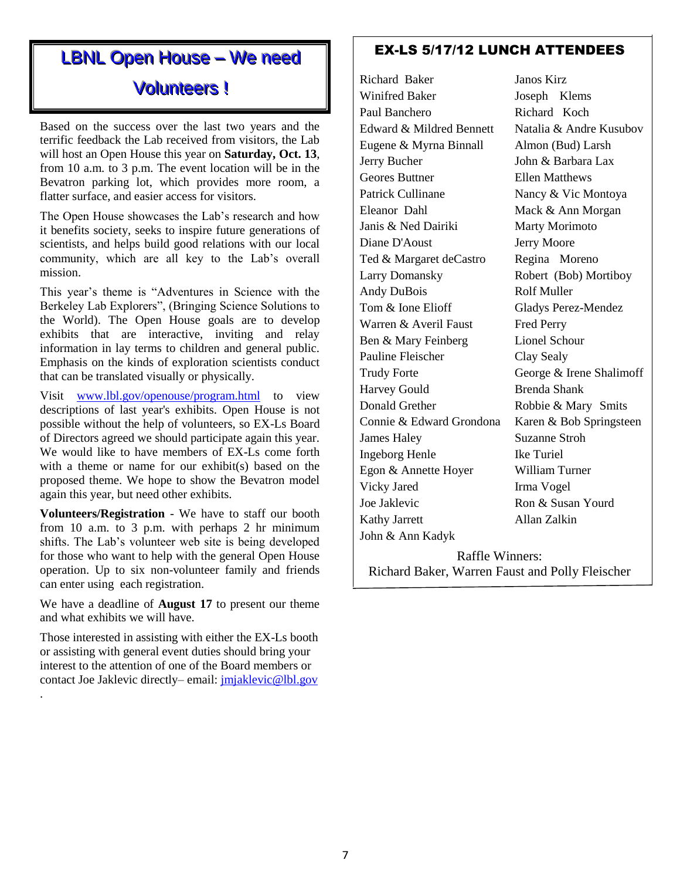## LBNL Open House – We need Volunteers !

Based on the success over the last two years and the terrific feedback the Lab received from visitors, the Lab will host an Open House this year on **Saturday, Oct. 13**, from 10 a.m. to 3 p.m. The event location will be in the Bevatron parking lot, which provides more room, a flatter surface, and easier access for visitors.

The Open House showcases the Lab's research and how it benefits society, seeks to inspire future generations of scientists, and helps build good relations with our local community, which are all key to the Lab's overall mission.

This year's theme is "Adventures in Science with the Berkeley Lab Explorers", (Bringing Science Solutions to the World). The Open House goals are to develop exhibits that are interactive, inviting and relay information in lay terms to children and general public. Emphasis on the kinds of exploration scientists conduct that can be translated visually or physically.

Visit www.lbl.gov/openouse/program.html to view descriptions of last year's exhibits. Open House is not possible without the help of volunteers, so EX-Ls Board of Directors agreed we should participate again this year. We would like to have members of EX-Ls come forth with a theme or name for our exhibit(s) based on the proposed theme. We hope to show the Bevatron model again this year, but need other exhibits.

**Volunteers/Registration** - We have to staff our booth from 10 a.m. to 3 p.m. with perhaps 2 hr minimum shifts. The Lab's volunteer web site is being developed for those who want to help with the general Open House operation. Up to six non-volunteer family and friends can enter using each registration.

We have a deadline of **August 17** to present our theme and what exhibits we will have.

Those interested in assisting with either the EX-Ls booth or assisting with general event duties should bring your interest to the attention of one of the Board members or contact Joe Jaklevic directly– email: jmjaklevic@lbl.gov.

## EX-LS 5/17/12 LUNCH ATTENDEES

Richard Baker
Winifred Baker
Paul Banchero
Edward & Mildred Bennett
Eugene & Myrna Binnall
Jerry Bucher
Geores Buttner
Patrick Cullinane
Eleanor Dahl
Janis & Ned Dairiki
Diane D'Aoust
Ted & Margaret deCastro
Larry Domansky
Andy DuBois
Tom & Ione Elioff
Warren & Averil Faust
Ben & Mary Feinberg
Pauline Fleischer
Trudy Forte
Harvey Gould
Donald Grether
Connie & Edward Grondona
James Haley
Ingeborg Henle
Egon & Annette Hoyer
Vicky Jared
Joe Jaklevic
Kathy Jarrett
John & Ann Kadyk
Janos Kirz
Joseph Klems
Richard Koch
Natalia & Andre Kusubov
Almon (Bud) Larsh
John & Barbara Lax
Ellen Matthews
Nancy & Vic Montoya
Mack & Ann Morgan
Marty Morimoto
Jerry Moore
Regina Moreno
Robert (Bob) Mortiboy
Rolf Muller
Gladys Perez-Mendez
Fred Perry
Lionel Schour
Clay Sealy
George & Irene Shalimoff
Brenda Shank
Robbie & Mary Smits
Karen & Bob Springsteen
Suzanne Stroh
Ike Turiel
William Turner
Irma Vogel
Ron & Susan Yourd
Allan Zalkin

Raffle Winners:
Richard Baker, Warren Faust and Polly Fleischer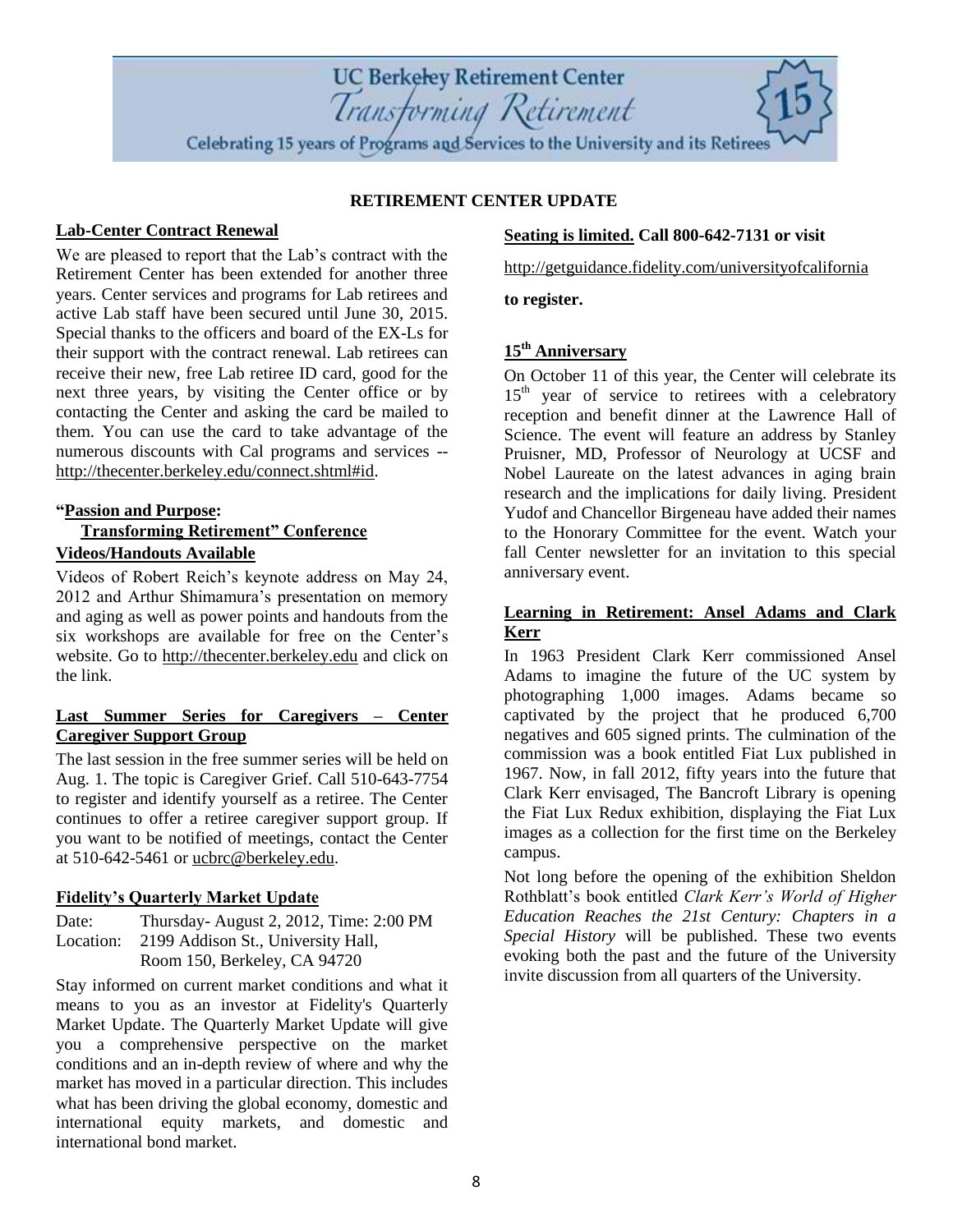UC Berkeley Retirement Center
*Transforming Retirement*
Celebrating 15 years of Programs and Services to the University and its Retirees

**RETIREMENT CENTER UPDATE**

## Lab-Center Contract Renewal

We are pleased to report that the Lab's contract with the Retirement Center has been extended for another three years. Center services and programs for Lab retirees and active Lab staff have been secured until June 30, 2015. Special thanks to the officers and board of the EX-Ls for their support with the contract renewal. Lab retirees can receive their new, free Lab retiree ID card, good for the next three years, by visiting the Center office or by contacting the Center and asking the card be mailed to them. You can use the card to take advantage of the numerous discounts with Cal programs and services -- http://thecenter.berkeley.edu/connect.shtml#id.

## "Passion and Purpose: Transforming Retirement" Conference Videos/Handouts Available

Videos of Robert Reich's keynote address on May 24, 2012 and Arthur Shimamura's presentation on memory and aging as well as power points and handouts from the six workshops are available for free on the Center's website. Go to http://thecenter.berkeley.edu and click on the link.

## Last Summer Series for Caregivers – Center Caregiver Support Group

The last session in the free summer series will be held on Aug. 1. The topic is Caregiver Grief. Call 510-643-7754 to register and identify yourself as a retiree. The Center continues to offer a retiree caregiver support group. If you want to be notified of meetings, contact the Center at 510-642-5461 or ucbrc@berkeley.edu.

## Fidelity's Quarterly Market Update

Date: Thursday- August 2, 2012, Time: 2:00 PM
Location: 2199 Addison St., University Hall, Room 150, Berkeley, CA 94720

Stay informed on current market conditions and what it means to you as an investor at Fidelity's Quarterly Market Update. The Quarterly Market Update will give you a comprehensive perspective on the market conditions and an in-depth review of where and why the market has moved in a particular direction. This includes what has been driving the global economy, domestic and international equity markets, and domestic and international bond market.

**Seating is limited. Call 800-642-7131 or visit**

http://getguidance.fidelity.com/universityofcalifornia

**to register.**

## 15th Anniversary

On October 11 of this year, the Center will celebrate its 15th year of service to retirees with a celebratory reception and benefit dinner at the Lawrence Hall of Science. The event will feature an address by Stanley Pruisner, MD, Professor of Neurology at UCSF and Nobel Laureate on the latest advances in aging brain research and the implications for daily living. President Yudof and Chancellor Birgeneau have added their names to the Honorary Committee for the event. Watch your fall Center newsletter for an invitation to this special anniversary event.

## Learning in Retirement: Ansel Adams and Clark Kerr

In 1963 President Clark Kerr commissioned Ansel Adams to imagine the future of the UC system by photographing 1,000 images. Adams became so captivated by the project that he produced 6,700 negatives and 605 signed prints. The culmination of the commission was a book entitled Fiat Lux published in 1967. Now, in fall 2012, fifty years into the future that Clark Kerr envisaged, The Bancroft Library is opening the Fiat Lux Redux exhibition, displaying the Fiat Lux images as a collection for the first time on the Berkeley campus.

Not long before the opening of the exhibition Sheldon Rothblatt's book entitled *Clark Kerr's World of Higher Education Reaches the 21st Century: Chapters in a Special History* will be published. These two events evoking both the past and the future of the University invite discussion from all quarters of the University.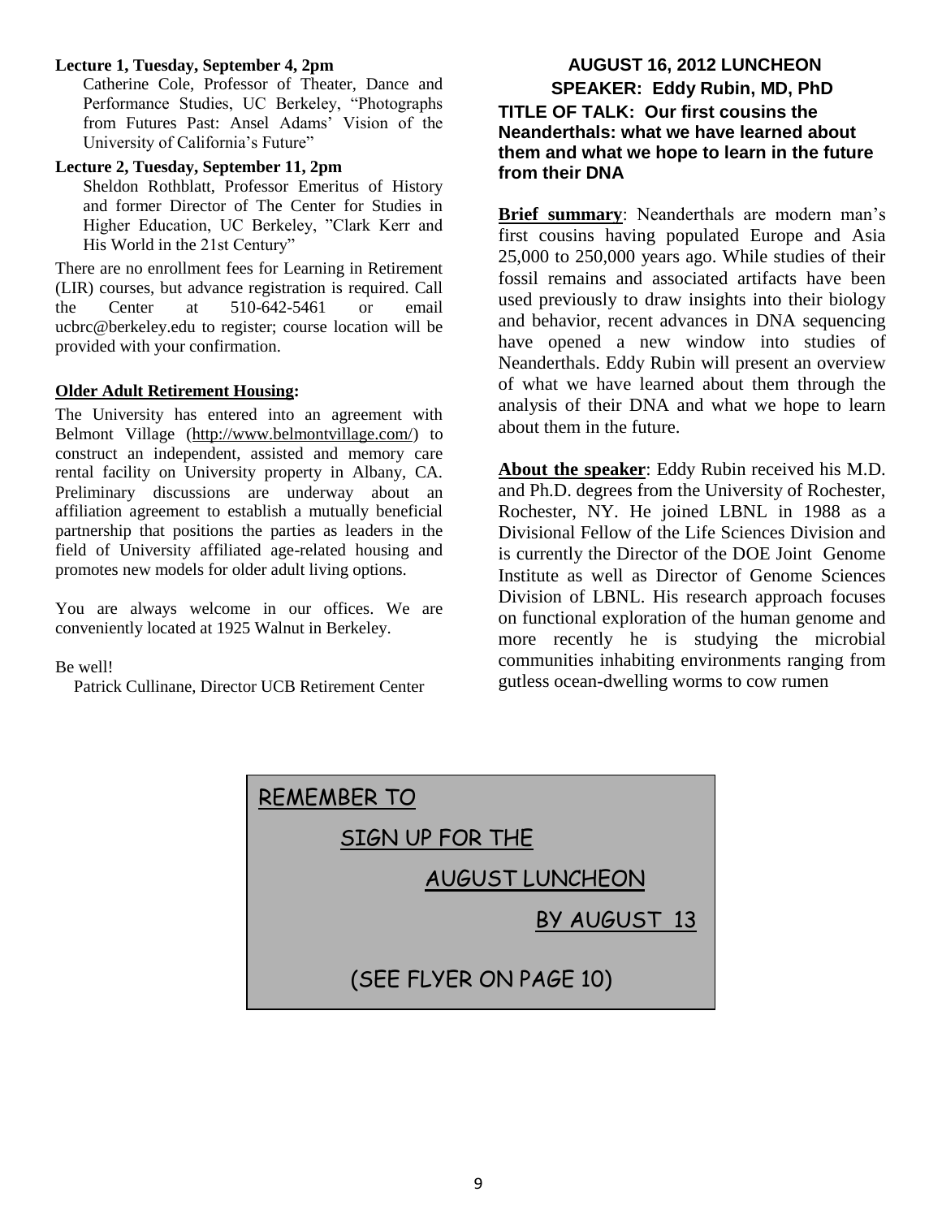**Lecture 1, Tuesday, September 4, 2pm**

Catherine Cole, Professor of Theater, Dance and Performance Studies, UC Berkeley, "Photographs from Futures Past: Ansel Adams' Vision of the University of California's Future"

**Lecture 2, Tuesday, September 11, 2pm**

Sheldon Rothblatt, Professor Emeritus of History and former Director of The Center for Studies in Higher Education, UC Berkeley, "Clark Kerr and His World in the 21st Century"

There are no enrollment fees for Learning in Retirement (LIR) courses, but advance registration is required. Call the Center at 510-642-5461 or email ucbrc@berkeley.edu to register; course location will be provided with your confirmation.

**Older Adult Retirement Housing:**

The University has entered into an agreement with Belmont Village (http://www.belmontvillage.com/) to construct an independent, assisted and memory care rental facility on University property in Albany, CA. Preliminary discussions are underway about an affiliation agreement to establish a mutually beneficial partnership that positions the parties as leaders in the field of University affiliated age-related housing and promotes new models for older adult living options.

You are always welcome in our offices. We are conveniently located at 1925 Walnut in Berkeley.

Be well!

Patrick Cullinane, Director UCB Retirement Center

## AUGUST 16, 2012 LUNCHEON

## SPEAKER: Eddy Rubin, MD, PhD

**TITLE OF TALK: Our first cousins the Neanderthals: what we have learned about them and what we hope to learn in the future from their DNA**

**Brief summary**: Neanderthals are modern man's first cousins having populated Europe and Asia 25,000 to 250,000 years ago. While studies of their fossil remains and associated artifacts have been used previously to draw insights into their biology and behavior, recent advances in DNA sequencing have opened a new window into studies of Neanderthals. Eddy Rubin will present an overview of what we have learned about them through the analysis of their DNA and what we hope to learn about them in the future.

**About the speaker**: Eddy Rubin received his M.D. and Ph.D. degrees from the University of Rochester, Rochester, NY. He joined LBNL in 1988 as a Divisional Fellow of the Life Sciences Division and is currently the Director of the DOE Joint Genome Institute as well as Director of Genome Sciences Division of LBNL. His research approach focuses on functional exploration of the human genome and more recently he is studying the microbial communities inhabiting environments ranging from gutless ocean-dwelling worms to cow rumen

REMEMBER TO SIGN UP FOR THE AUGUST LUNCHEON BY AUGUST 13

(SEE FLYER ON PAGE 10)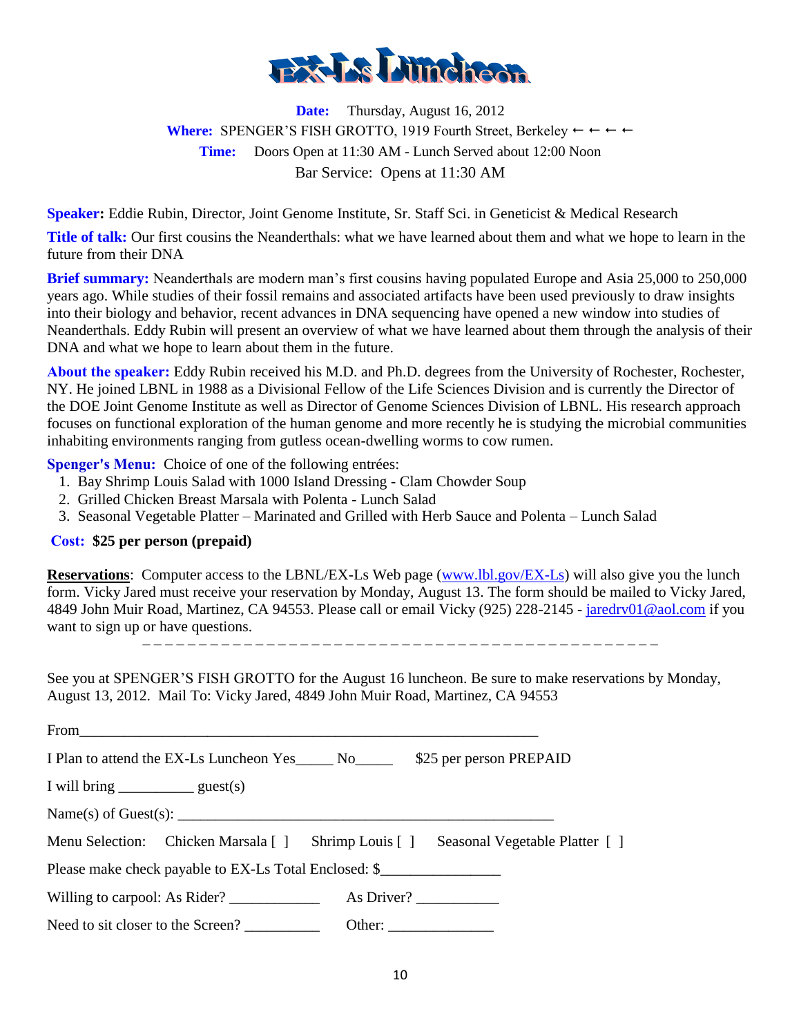# EX-Ls Luncheon

**Date:** Thursday, August 16, 2012
**Where:** SPENGER'S FISH GROTTO, 1919 Fourth Street, Berkeley ← ← ← ←
**Time:** Doors Open at 11:30 AM - Lunch Served about 12:00 Noon
Bar Service: Opens at 11:30 AM

**Speaker:** Eddie Rubin, Director, Joint Genome Institute, Sr. Staff Sci. in Geneticist & Medical Research

**Title of talk:** Our first cousins the Neanderthals: what we have learned about them and what we hope to learn in the future from their DNA

**Brief summary:** Neanderthals are modern man's first cousins having populated Europe and Asia 25,000 to 250,000 years ago. While studies of their fossil remains and associated artifacts have been used previously to draw insights into their biology and behavior, recent advances in DNA sequencing have opened a new window into studies of Neanderthals. Eddy Rubin will present an overview of what we have learned about them through the analysis of their DNA and what we hope to learn about them in the future.

**About the speaker:** Eddy Rubin received his M.D. and Ph.D. degrees from the University of Rochester, Rochester, NY. He joined LBNL in 1988 as a Divisional Fellow of the Life Sciences Division and is currently the Director of the DOE Joint Genome Institute as well as Director of Genome Sciences Division of LBNL. His research approach focuses on functional exploration of the human genome and more recently he is studying the microbial communities inhabiting environments ranging from gutless ocean-dwelling worms to cow rumen.

**Spenger's Menu:** Choice of one of the following entrées:

1. Bay Shrimp Louis Salad with 1000 Island Dressing - Clam Chowder Soup
2. Grilled Chicken Breast Marsala with Polenta - Lunch Salad
3. Seasonal Vegetable Platter – Marinated and Grilled with Herb Sauce and Polenta – Lunch Salad

**Cost: $25 per person (prepaid)**

**Reservations**: Computer access to the LBNL/EX-Ls Web page (www.lbl.gov/EX-Ls) will also give you the lunch form. Vicky Jared must receive your reservation by Monday, August 13. The form should be mailed to Vicky Jared, 4849 John Muir Road, Martinez, CA 94553. Please call or email Vicky (925) 228-2145 - jaredrv01@aol.com if you want to sign up or have questions.

- - - - - - - - - - - - - - - - - - - - - - - - - - - - - - - - - - - - - - - - - - - - - - - -

See you at SPENGER'S FISH GROTTO for the August 16 luncheon. Be sure to make reservations by Monday, August 13, 2012. Mail To: Vicky Jared, 4849 John Muir Road, Martinez, CA 94553

From_______________________________________________________________

I Plan to attend the EX-Ls Luncheon Yes_____ No_____ $25 per person PREPAID

I will bring __________ guest(s)

Name(s) of Guest(s): __________________________________________________

Menu Selection: Chicken Marsala [ ] Shrimp Louis [ ] Seasonal Vegetable Platter [ ]

Please make check payable to EX-Ls Total Enclosed: $_______________

Willing to carpool: As Rider? ____________ As Driver? ___________

Need to sit closer to the Screen? __________ Other: ______________